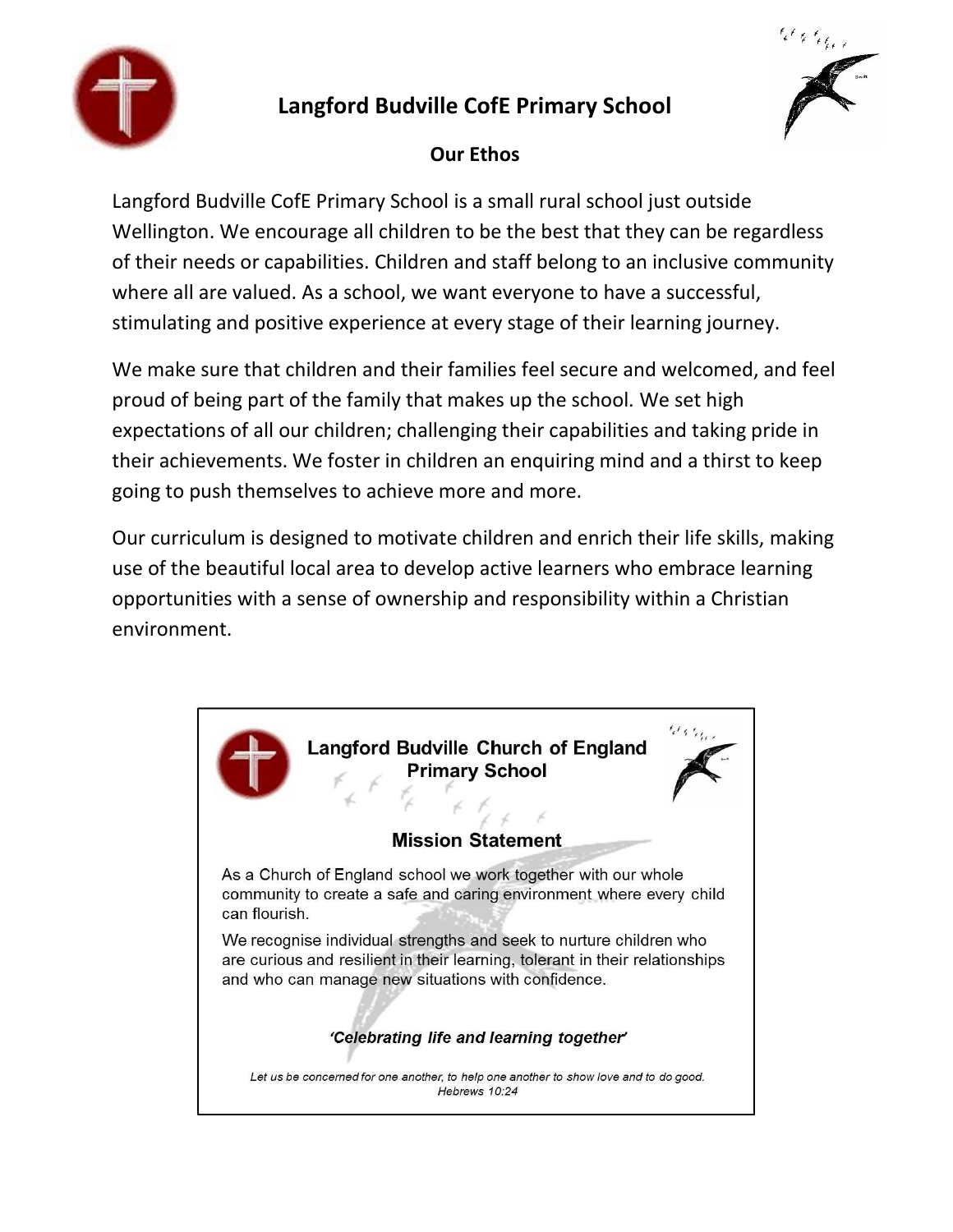# Langford Budville CofE Primary School

## Our Ethos

Langford Budville CofE Primary School is a small rural school just outside Wellington. We encourage all children to be the best that they can be regardless of their needs or capabilities. Children and staff belong to an inclusive community where all are valued. As a school, we want everyone to have a successful, stimulating and positive experience at every stage of their learning journey.

We make sure that children and their families feel secure and welcomed, and feel proud of being part of the family that makes up the school. We set high expectations of all our children; challenging their capabilities and taking pride in their achievements. We foster in children an enquiring mind and a thirst to keep going to push themselves to achieve more and more.

Our curriculum is designed to motivate children and enrich their life skills, making use of the beautiful local area to develop active learners who embrace learning opportunities with a sense of ownership and responsibility within a Christian environment.

---

**Langford Budville Church of England Primary School**

### Mission Statement

As a Church of England school we work together with our whole community to create a safe and caring environment where every child can flourish.

We recognise individual strengths and seek to nurture children who are curious and resilient in their learning, tolerant in their relationships and who can manage new situations with confidence.

***'Celebrating life and learning together'***

*Let us be concerned for one another, to help one another to show love and to do good.*
*Hebrews 10:24*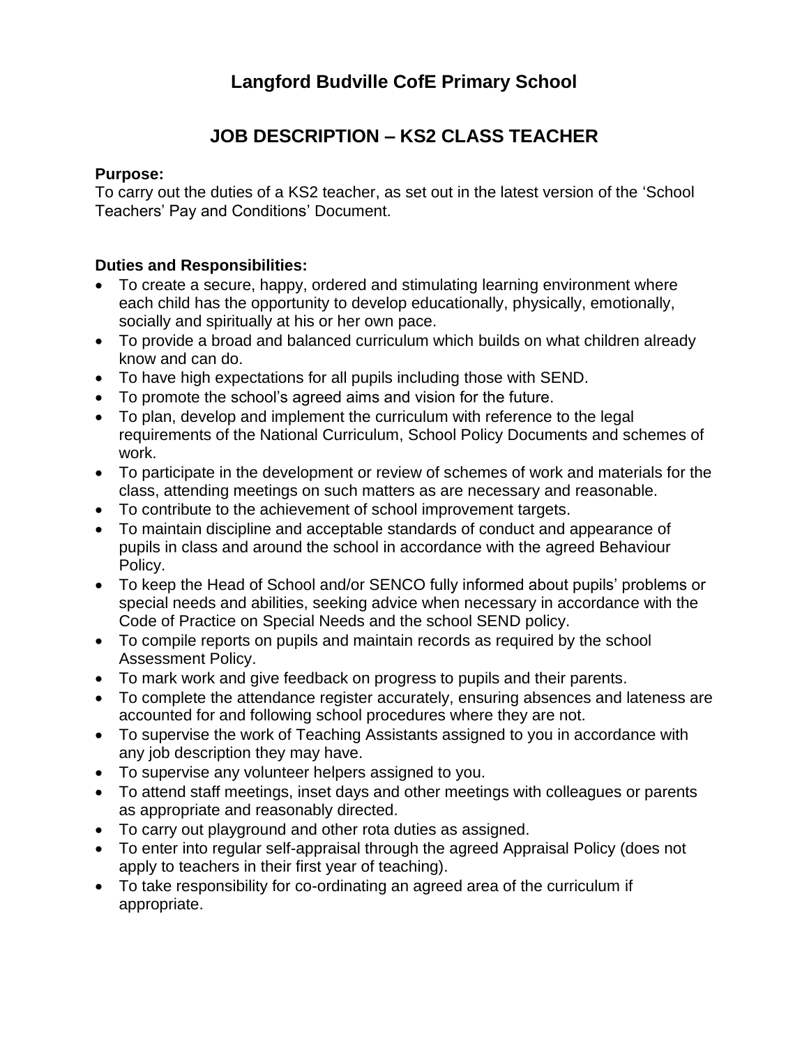# Langford Budville CofE Primary School

## JOB DESCRIPTION – KS2 CLASS TEACHER

**Purpose:**
To carry out the duties of a KS2 teacher, as set out in the latest version of the 'School Teachers' Pay and Conditions' Document.

**Duties and Responsibilities:**

- To create a secure, happy, ordered and stimulating learning environment where each child has the opportunity to develop educationally, physically, emotionally, socially and spiritually at his or her own pace.
- To provide a broad and balanced curriculum which builds on what children already know and can do.
- To have high expectations for all pupils including those with SEND.
- To promote the school's agreed aims and vision for the future.
- To plan, develop and implement the curriculum with reference to the legal requirements of the National Curriculum, School Policy Documents and schemes of work.
- To participate in the development or review of schemes of work and materials for the class, attending meetings on such matters as are necessary and reasonable.
- To contribute to the achievement of school improvement targets.
- To maintain discipline and acceptable standards of conduct and appearance of pupils in class and around the school in accordance with the agreed Behaviour Policy.
- To keep the Head of School and/or SENCO fully informed about pupils' problems or special needs and abilities, seeking advice when necessary in accordance with the Code of Practice on Special Needs and the school SEND policy.
- To compile reports on pupils and maintain records as required by the school Assessment Policy.
- To mark work and give feedback on progress to pupils and their parents.
- To complete the attendance register accurately, ensuring absences and lateness are accounted for and following school procedures where they are not.
- To supervise the work of Teaching Assistants assigned to you in accordance with any job description they may have.
- To supervise any volunteer helpers assigned to you.
- To attend staff meetings, inset days and other meetings with colleagues or parents as appropriate and reasonably directed.
- To carry out playground and other rota duties as assigned.
- To enter into regular self-appraisal through the agreed Appraisal Policy (does not apply to teachers in their first year of teaching).
- To take responsibility for co-ordinating an agreed area of the curriculum if appropriate.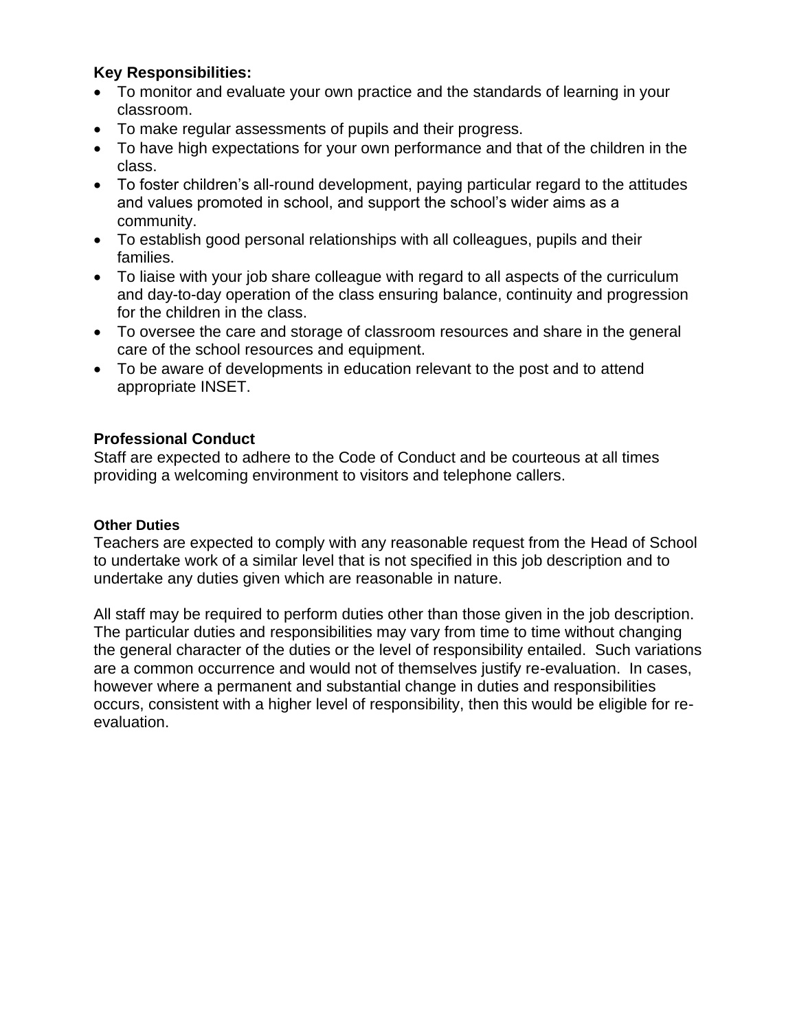**Key Responsibilities:**

- To monitor and evaluate your own practice and the standards of learning in your classroom.
- To make regular assessments of pupils and their progress.
- To have high expectations for your own performance and that of the children in the class.
- To foster children's all-round development, paying particular regard to the attitudes and values promoted in school, and support the school's wider aims as a community.
- To establish good personal relationships with all colleagues, pupils and their families.
- To liaise with your job share colleague with regard to all aspects of the curriculum and day-to-day operation of the class ensuring balance, continuity and progression for the children in the class.
- To oversee the care and storage of classroom resources and share in the general care of the school resources and equipment.
- To be aware of developments in education relevant to the post and to attend appropriate INSET.

**Professional Conduct**

Staff are expected to adhere to the Code of Conduct and be courteous at all times providing a welcoming environment to visitors and telephone callers.

**Other Duties**

Teachers are expected to comply with any reasonable request from the Head of School to undertake work of a similar level that is not specified in this job description and to undertake any duties given which are reasonable in nature.

All staff may be required to perform duties other than those given in the job description. The particular duties and responsibilities may vary from time to time without changing the general character of the duties or the level of responsibility entailed. Such variations are a common occurrence and would not of themselves justify re-evaluation. In cases, however where a permanent and substantial change in duties and responsibilities occurs, consistent with a higher level of responsibility, then this would be eligible for re-evaluation.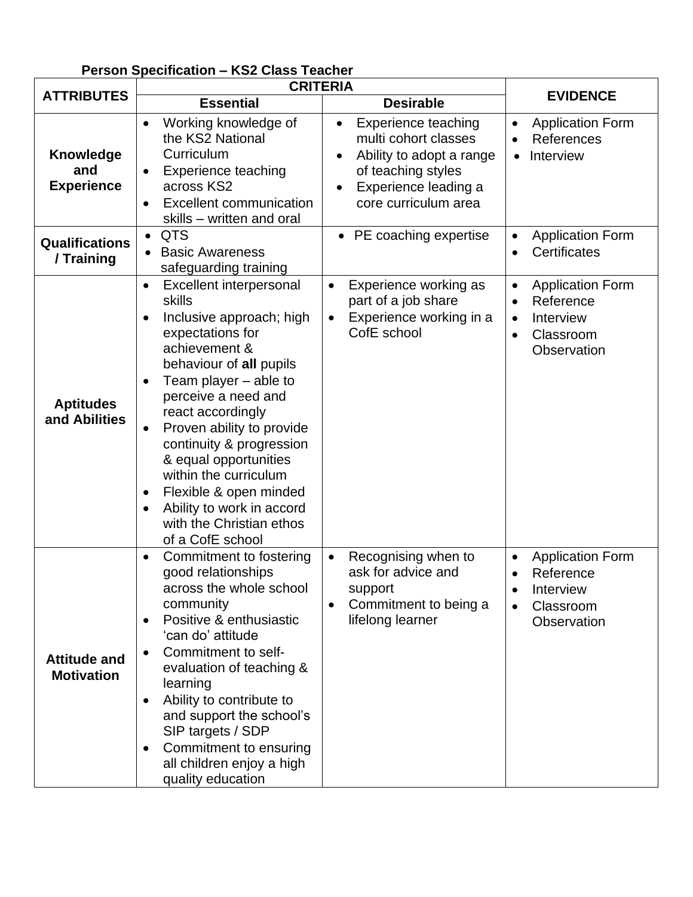**Person Specification – KS2 Class Teacher**

| ATTRIBUTES | CRITERIA | | EVIDENCE |
|---|---|---|---|
| | **Essential** | **Desirable** | |
| **Knowledge and Experience** | • Working knowledge of the KS2 National Curriculum<br>• Experience teaching across KS2<br>• Excellent communication skills – written and oral | • Experience teaching multi cohort classes<br>• Ability to adopt a range of teaching styles<br>• Experience leading a core curriculum area | • Application Form<br>• References<br>• Interview |
| **Qualifications / Training** | • QTS<br>• Basic Awareness safeguarding training | • PE coaching expertise | • Application Form<br>• Certificates |
| **Aptitudes and Abilities** | • Excellent interpersonal skills<br>• Inclusive approach; high expectations for achievement & behaviour of **all** pupils<br>• Team player – able to perceive a need and react accordingly<br>• Proven ability to provide continuity & progression & equal opportunities within the curriculum<br>• Flexible & open minded<br>• Ability to work in accord with the Christian ethos of a CofE school | • Experience working as part of a job share<br>• Experience working in a CofE school | • Application Form<br>• Reference<br>• Interview<br>• Classroom Observation |
| **Attitude and Motivation** | • Commitment to fostering good relationships across the whole school community<br>• Positive & enthusiastic 'can do' attitude<br>• Commitment to self-evaluation of teaching & learning<br>• Ability to contribute to and support the school's SIP targets / SDP<br>• Commitment to ensuring all children enjoy a high quality education | • Recognising when to ask for advice and support<br>• Commitment to being a lifelong learner | • Application Form<br>• Reference<br>• Interview<br>• Classroom Observation |